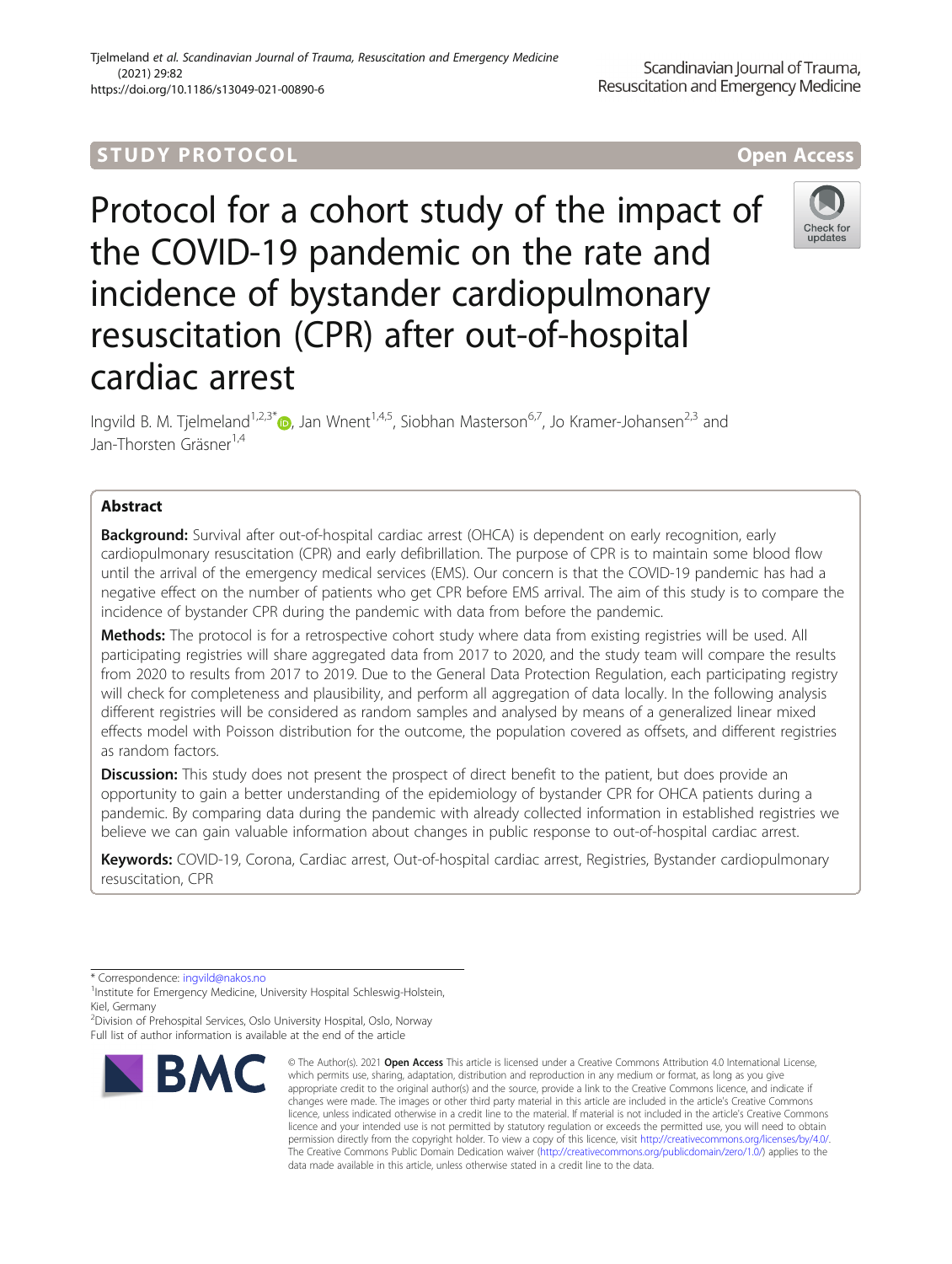STUDY PROTOCOL

Open Access

# Protocol for a cohort study of the impact of the COVID-19 pandemic on the rate and incidence of bystander cardiopulmonary resuscitation (CPR) after out-of-hospital cardiac arrest

Ingvild B. M. Tjelmeland[1,2,3*], Jan Wnent[1,4,5], Siobhan Masterson[6,7], Jo Kramer-Johansen[2,3] and Jan-Thorsten Gräsner[1,4]

## Abstract

**Background:** Survival after out-of-hospital cardiac arrest (OHCA) is dependent on early recognition, early cardiopulmonary resuscitation (CPR) and early defibrillation. The purpose of CPR is to maintain some blood flow until the arrival of the emergency medical services (EMS). Our concern is that the COVID-19 pandemic has had a negative effect on the number of patients who get CPR before EMS arrival. The aim of this study is to compare the incidence of bystander CPR during the pandemic with data from before the pandemic.

**Methods:** The protocol is for a retrospective cohort study where data from existing registries will be used. All participating registries will share aggregated data from 2017 to 2020, and the study team will compare the results from 2020 to results from 2017 to 2019. Due to the General Data Protection Regulation, each participating registry will check for completeness and plausibility, and perform all aggregation of data locally. In the following analysis different registries will be considered as random samples and analysed by means of a generalized linear mixed effects model with Poisson distribution for the outcome, the population covered as offsets, and different registries as random factors.

**Discussion:** This study does not present the prospect of direct benefit to the patient, but does provide an opportunity to gain a better understanding of the epidemiology of bystander CPR for OHCA patients during a pandemic. By comparing data during the pandemic with already collected information in established registries we believe we can gain valuable information about changes in public response to out-of-hospital cardiac arrest.

**Keywords:** COVID-19, Corona, Cardiac arrest, Out-of-hospital cardiac arrest, Registries, Bystander cardiopulmonary resuscitation, CPR

\* Correspondence: ingvild@nakos.no

[1]Institute for Emergency Medicine, University Hospital Schleswig-Holstein, Kiel, Germany

[2]Division of Prehospital Services, Oslo University Hospital, Oslo, Norway

Full list of author information is available at the end of the article

© The Author(s). 2021 **Open Access** This article is licensed under a Creative Commons Attribution 4.0 International License, which permits use, sharing, adaptation, distribution and reproduction in any medium or format, as long as you give appropriate credit to the original author(s) and the source, provide a link to the Creative Commons licence, and indicate if changes were made. The images or other third party material in this article are included in the article's Creative Commons licence, unless indicated otherwise in a credit line to the material. If material is not included in the article's Creative Commons licence and your intended use is not permitted by statutory regulation or exceeds the permitted use, you will need to obtain permission directly from the copyright holder. To view a copy of this licence, visit http://creativecommons.org/licenses/by/4.0/. The Creative Commons Public Domain Dedication waiver (http://creativecommons.org/publicdomain/zero/1.0/) applies to the data made available in this article, unless otherwise stated in a credit line to the data.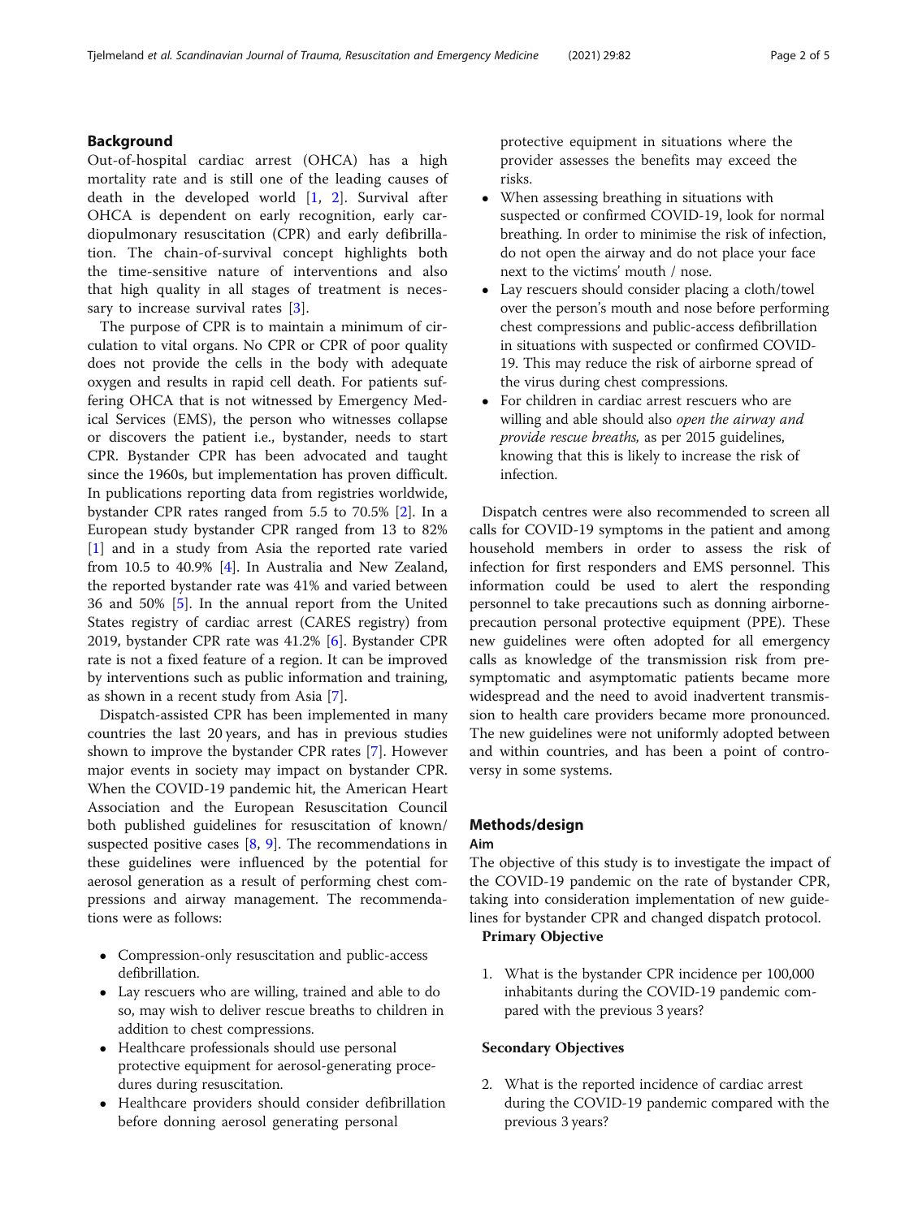## Background

Out-of-hospital cardiac arrest (OHCA) has a high mortality rate and is still one of the leading causes of death in the developed world [1, 2]. Survival after OHCA is dependent on early recognition, early cardiopulmonary resuscitation (CPR) and early defibrillation. The chain-of-survival concept highlights both the time-sensitive nature of interventions and also that high quality in all stages of treatment is necessary to increase survival rates [3].

The purpose of CPR is to maintain a minimum of circulation to vital organs. No CPR or CPR of poor quality does not provide the cells in the body with adequate oxygen and results in rapid cell death. For patients suffering OHCA that is not witnessed by Emergency Medical Services (EMS), the person who witnesses collapse or discovers the patient i.e., bystander, needs to start CPR. Bystander CPR has been advocated and taught since the 1960s, but implementation has proven difficult. In publications reporting data from registries worldwide, bystander CPR rates ranged from 5.5 to 70.5% [2]. In a European study bystander CPR ranged from 13 to 82% [1] and in a study from Asia the reported rate varied from 10.5 to 40.9% [4]. In Australia and New Zealand, the reported bystander rate was 41% and varied between 36 and 50% [5]. In the annual report from the United States registry of cardiac arrest (CARES registry) from 2019, bystander CPR rate was 41.2% [6]. Bystander CPR rate is not a fixed feature of a region. It can be improved by interventions such as public information and training, as shown in a recent study from Asia [7].

Dispatch-assisted CPR has been implemented in many countries the last 20 years, and has in previous studies shown to improve the bystander CPR rates [7]. However major events in society may impact on bystander CPR. When the COVID-19 pandemic hit, the American Heart Association and the European Resuscitation Council both published guidelines for resuscitation of known/suspected positive cases [8, 9]. The recommendations in these guidelines were influenced by the potential for aerosol generation as a result of performing chest compressions and airway management. The recommendations were as follows:

- Compression-only resuscitation and public-access defibrillation.
- Lay rescuers who are willing, trained and able to do so, may wish to deliver rescue breaths to children in addition to chest compressions.
- Healthcare professionals should use personal protective equipment for aerosol-generating procedures during resuscitation.
- Healthcare providers should consider defibrillation before donning aerosol generating personal protective equipment in situations where the provider assesses the benefits may exceed the risks.
- When assessing breathing in situations with suspected or confirmed COVID-19, look for normal breathing. In order to minimise the risk of infection, do not open the airway and do not place your face next to the victims' mouth / nose.
- Lay rescuers should consider placing a cloth/towel over the person's mouth and nose before performing chest compressions and public-access defibrillation in situations with suspected or confirmed COVID-19. This may reduce the risk of airborne spread of the virus during chest compressions.
- For children in cardiac arrest rescuers who are willing and able should also *open the airway and provide rescue breaths*, as per 2015 guidelines, knowing that this is likely to increase the risk of infection.

Dispatch centres were also recommended to screen all calls for COVID-19 symptoms in the patient and among household members in order to assess the risk of infection for first responders and EMS personnel. This information could be used to alert the responding personnel to take precautions such as donning airborne-precaution personal protective equipment (PPE). These new guidelines were often adopted for all emergency calls as knowledge of the transmission risk from pre-symptomatic and asymptomatic patients became more widespread and the need to avoid inadvertent transmission to health care providers became more pronounced. The new guidelines were not uniformly adopted between and within countries, and has been a point of controversy in some systems.

## Methods/design

### Aim

The objective of this study is to investigate the impact of the COVID-19 pandemic on the rate of bystander CPR, taking into consideration implementation of new guidelines for bystander CPR and changed dispatch protocol.

**Primary Objective**

1. What is the bystander CPR incidence per 100,000 inhabitants during the COVID-19 pandemic compared with the previous 3 years?

**Secondary Objectives**

2. What is the reported incidence of cardiac arrest during the COVID-19 pandemic compared with the previous 3 years?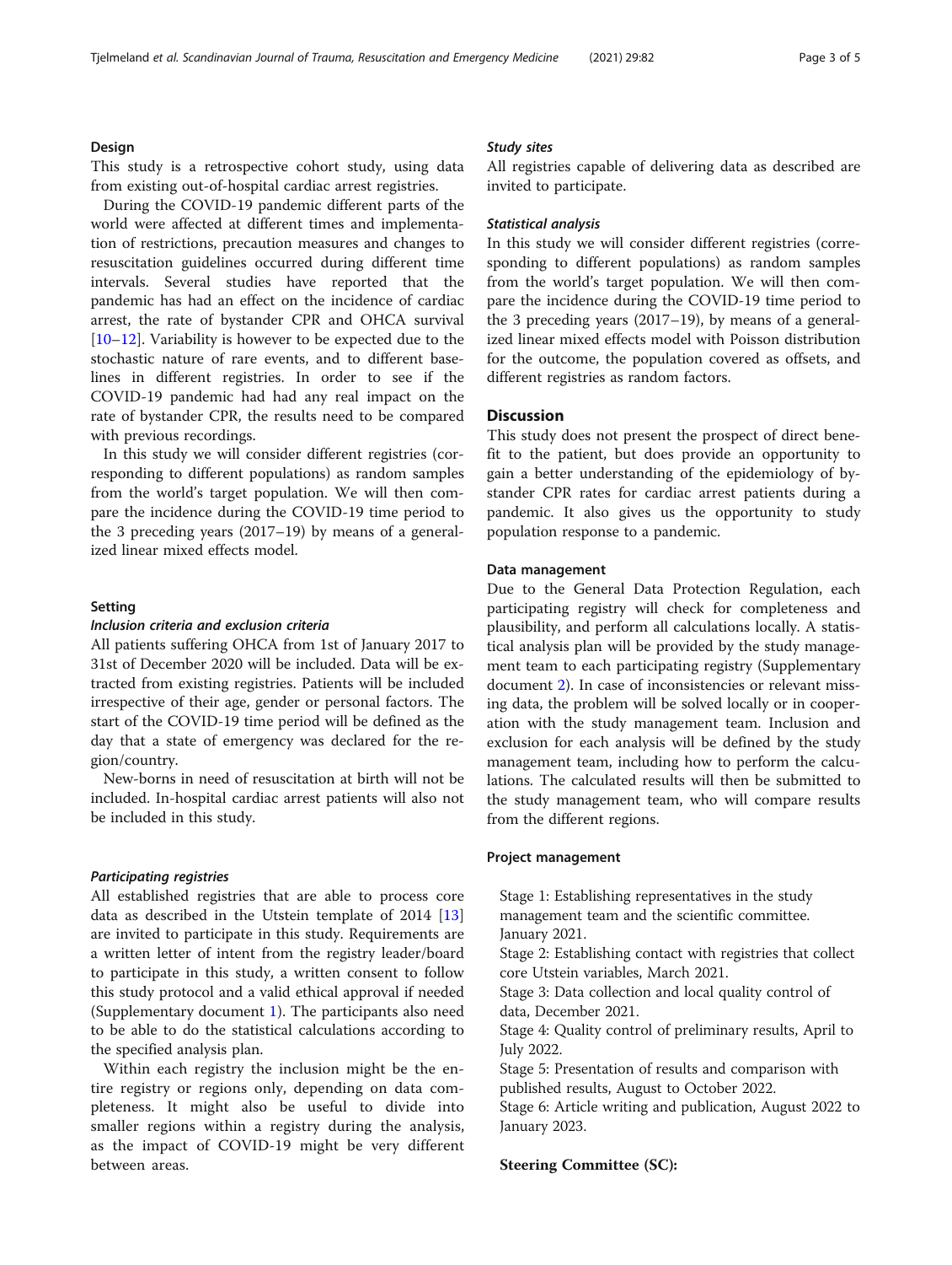### Design

This study is a retrospective cohort study, using data from existing out-of-hospital cardiac arrest registries.

During the COVID-19 pandemic different parts of the world were affected at different times and implementation of restrictions, precaution measures and changes to resuscitation guidelines occurred during different time intervals. Several studies have reported that the pandemic has had an effect on the incidence of cardiac arrest, the rate of bystander CPR and OHCA survival [10–12]. Variability is however to be expected due to the stochastic nature of rare events, and to different baselines in different registries. In order to see if the COVID-19 pandemic had had any real impact on the rate of bystander CPR, the results need to be compared with previous recordings.

In this study we will consider different registries (corresponding to different populations) as random samples from the world's target population. We will then compare the incidence during the COVID-19 time period to the 3 preceding years (2017–19) by means of a generalized linear mixed effects model.

### Setting

#### *Inclusion criteria and exclusion criteria*

All patients suffering OHCA from 1st of January 2017 to 31st of December 2020 will be included. Data will be extracted from existing registries. Patients will be included irrespective of their age, gender or personal factors. The start of the COVID-19 time period will be defined as the day that a state of emergency was declared for the region/country.

New-borns in need of resuscitation at birth will not be included. In-hospital cardiac arrest patients will also not be included in this study.

#### *Participating registries*

All established registries that are able to process core data as described in the Utstein template of 2014 [13] are invited to participate in this study. Requirements are a written letter of intent from the registry leader/board to participate in this study, a written consent to follow this study protocol and a valid ethical approval if needed (Supplementary document 1). The participants also need to be able to do the statistical calculations according to the specified analysis plan.

Within each registry the inclusion might be the entire registry or regions only, depending on data completeness. It might also be useful to divide into smaller regions within a registry during the analysis, as the impact of COVID-19 might be very different between areas.

#### *Study sites*

All registries capable of delivering data as described are invited to participate.

#### *Statistical analysis*

In this study we will consider different registries (corresponding to different populations) as random samples from the world's target population. We will then compare the incidence during the COVID-19 time period to the 3 preceding years (2017–19), by means of a generalized linear mixed effects model with Poisson distribution for the outcome, the population covered as offsets, and different registries as random factors.

## Discussion

This study does not present the prospect of direct benefit to the patient, but does provide an opportunity to gain a better understanding of the epidemiology of bystander CPR rates for cardiac arrest patients during a pandemic. It also gives us the opportunity to study population response to a pandemic.

### Data management

Due to the General Data Protection Regulation, each participating registry will check for completeness and plausibility, and perform all calculations locally. A statistical analysis plan will be provided by the study management team to each participating registry (Supplementary document 2). In case of inconsistencies or relevant missing data, the problem will be solved locally or in cooperation with the study management team. Inclusion and exclusion for each analysis will be defined by the study management team, including how to perform the calculations. The calculated results will then be submitted to the study management team, who will compare results from the different regions.

### Project management

Stage 1: Establishing representatives in the study management team and the scientific committee. January 2021.

Stage 2: Establishing contact with registries that collect core Utstein variables, March 2021.

Stage 3: Data collection and local quality control of data, December 2021.

Stage 4: Quality control of preliminary results, April to July 2022.

Stage 5: Presentation of results and comparison with published results, August to October 2022.

Stage 6: Article writing and publication, August 2022 to January 2023.

**Steering Committee (SC):**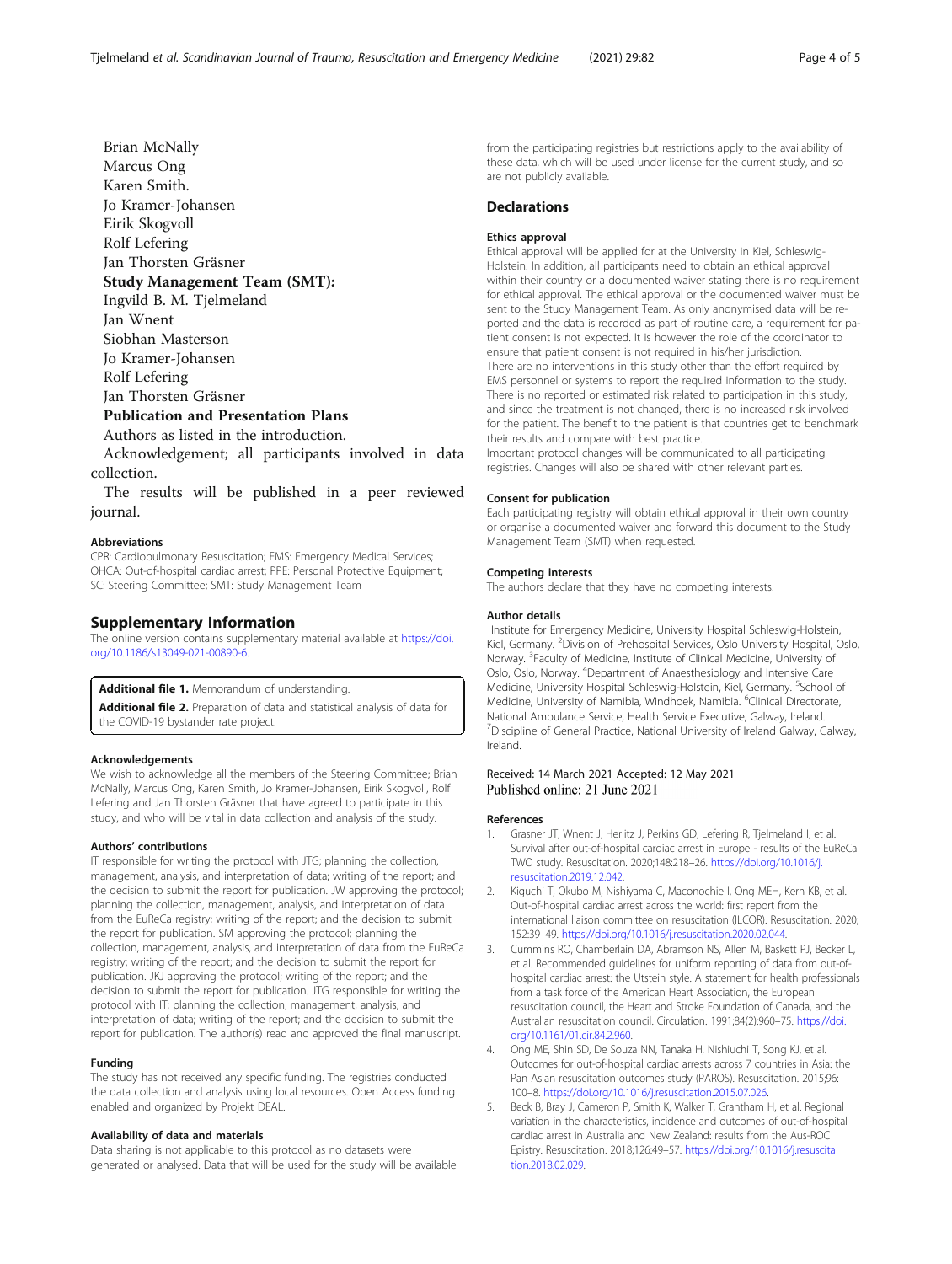Brian McNally
Marcus Ong
Karen Smith.
Jo Kramer-Johansen
Eirik Skogvoll
Rolf Lefering
Jan Thorsten Gräsner

**Study Management Team (SMT):**

Ingvild B. M. Tjelmeland
Jan Wnent
Siobhan Masterson
Jo Kramer-Johansen
Rolf Lefering
Jan Thorsten Gräsner

**Publication and Presentation Plans**

Authors as listed in the introduction.

Acknowledgement; all participants involved in data collection.

The results will be published in a peer reviewed journal.

### Abbreviations

CPR: Cardiopulmonary Resuscitation; EMS: Emergency Medical Services; OHCA: Out-of-hospital cardiac arrest; PPE: Personal Protective Equipment; SC: Steering Committee; SMT: Study Management Team

## Supplementary Information

The online version contains supplementary material available at https://doi.org/10.1186/s13049-021-00890-6.

**Additional file 1.** Memorandum of understanding.

**Additional file 2.** Preparation of data and statistical analysis of data for the COVID-19 bystander rate project.

### Acknowledgements

We wish to acknowledge all the members of the Steering Committee; Brian McNally, Marcus Ong, Karen Smith, Jo Kramer-Johansen, Eirik Skogvoll, Rolf Lefering and Jan Thorsten Gräsner that have agreed to participate in this study, and who will be vital in data collection and analysis of the study.

### Authors' contributions

IT responsible for writing the protocol with JTG; planning the collection, management, analysis, and interpretation of data; writing of the report; and the decision to submit the report for publication. JW approving the protocol; planning the collection, management, analysis, and interpretation of data from the EuReCa registry; writing of the report; and the decision to submit the report for publication. SM approving the protocol; planning the collection, management, analysis, and interpretation of data from the EuReCa registry; writing of the report; and the decision to submit the report for publication. JKJ approving the protocol; writing of the report; and the decision to submit the report for publication. JTG responsible for writing the protocol with IT; planning the collection, management, analysis, and interpretation of data; writing of the report; and the decision to submit the report for publication. The author(s) read and approved the final manuscript.

### Funding

The study has not received any specific funding. The registries conducted the data collection and analysis using local resources. Open Access funding enabled and organized by Projekt DEAL.

### Availability of data and materials

Data sharing is not applicable to this protocol as no datasets were generated or analysed. Data that will be used for the study will be available from the participating registries but restrictions apply to the availability of these data, which will be used under license for the current study, and so are not publicly available.

## Declarations

### Ethics approval

Ethical approval will be applied for at the University in Kiel, Schleswig-Holstein. In addition, all participants need to obtain an ethical approval within their country or a documented waiver stating there is no requirement for ethical approval. The ethical approval or the documented waiver must be sent to the Study Management Team. As only anonymised data will be reported and the data is recorded as part of routine care, a requirement for patient consent is not expected. It is however the role of the coordinator to ensure that patient consent is not required in his/her jurisdiction.

There are no interventions in this study other than the effort required by EMS personnel or systems to report the required information to the study. There is no reported or estimated risk related to participation in this study, and since the treatment is not changed, there is no increased risk involved for the patient. The benefit to the patient is that countries get to benchmark their results and compare with best practice.

Important protocol changes will be communicated to all participating registries. Changes will also be shared with other relevant parties.

### Consent for publication

Each participating registry will obtain ethical approval in their own country or organise a documented waiver and forward this document to the Study Management Team (SMT) when requested.

### Competing interests

The authors declare that they have no competing interests.

### Author details

[1]Institute for Emergency Medicine, University Hospital Schleswig-Holstein, Kiel, Germany. [2]Division of Prehospital Services, Oslo University Hospital, Oslo, Norway. [3]Faculty of Medicine, Institute of Clinical Medicine, University of Oslo, Oslo, Norway. [4]Department of Anaesthesiology and Intensive Care Medicine, University Hospital Schleswig-Holstein, Kiel, Germany. [5]School of Medicine, University of Namibia, Windhoek, Namibia. [6]Clinical Directorate, National Ambulance Service, Health Service Executive, Galway, Ireland. [7]Discipline of General Practice, National University of Ireland Galway, Galway, Ireland.

Received: 14 March 2021 Accepted: 12 May 2021
Published online: 21 June 2021

### References

1. Grasner JT, Wnent J, Herlitz J, Perkins GD, Lefering R, Tjelmeland I, et al. Survival after out-of-hospital cardiac arrest in Europe - results of the EuReCa TWO study. Resuscitation. 2020;148:218–26. https://doi.org/10.1016/j.resuscitation.2019.12.042.
2. Kiguchi T, Okubo M, Nishiyama C, Maconochie I, Ong MEH, Kern KB, et al. Out-of-hospital cardiac arrest across the world: first report from the international liaison committee on resuscitation (ILCOR). Resuscitation. 2020; 152:39–49. https://doi.org/10.1016/j.resuscitation.2020.02.044.
3. Cummins RO, Chamberlain DA, Abramson NS, Allen M, Baskett PJ, Becker L, et al. Recommended guidelines for uniform reporting of data from out-of-hospital cardiac arrest: the Utstein style. A statement for health professionals from a task force of the American Heart Association, the European resuscitation council, the Heart and Stroke Foundation of Canada, and the Australian resuscitation council. Circulation. 1991;84(2):960–75. https://doi.org/10.1161/01.cir.84.2.960.
4. Ong ME, Shin SD, De Souza NN, Tanaka H, Nishiuchi T, Song KJ, et al. Outcomes for out-of-hospital cardiac arrests across 7 countries in Asia: the Pan Asian resuscitation outcomes study (PAROS). Resuscitation. 2015;96: 100–8. https://doi.org/10.1016/j.resuscitation.2015.07.026.
5. Beck B, Bray J, Cameron P, Smith K, Walker T, Grantham H, et al. Regional variation in the characteristics, incidence and outcomes of out-of-hospital cardiac arrest in Australia and New Zealand: results from the Aus-ROC Epistry. Resuscitation. 2018;126:49–57. https://doi.org/10.1016/j.resuscitation.2018.02.029.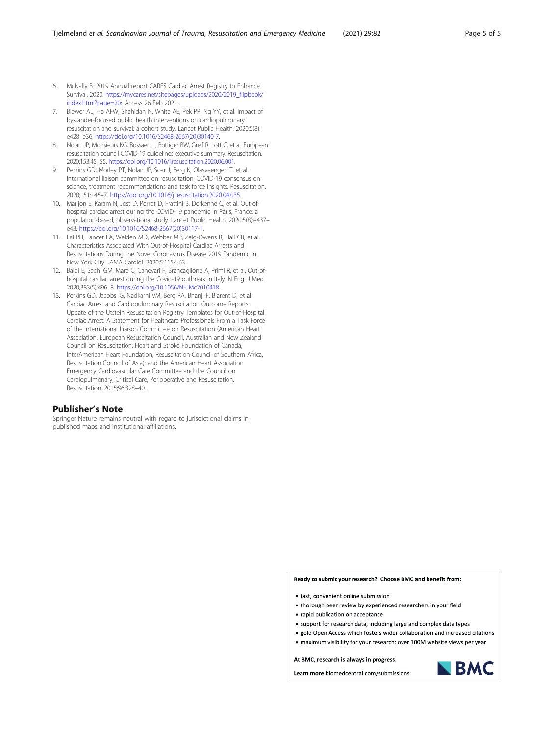6. McNally B. 2019 Annual report CARES Cardiac Arrest Registry to Enhance Survival. 2020. https://mycares.net/sitepages/uploads/2020/2019_flipbook/index.html?page=20;. Access 26 Feb 2021.
7. Blewer AL, Ho AFW, Shahidah N, White AE, Pek PP, Ng YY, et al. Impact of bystander-focused public health interventions on cardiopulmonary resuscitation and survival: a cohort study. Lancet Public Health. 2020;5(8):e428–e36. https://doi.org/10.1016/S2468-2667(20)30140-7.
8. Nolan JP, Monsieurs KG, Bossaert L, Bottiger BW, Greif R, Lott C, et al. European resuscitation council COVID-19 guidelines executive summary. Resuscitation. 2020;153:45–55. https://doi.org/10.1016/j.resuscitation.2020.06.001.
9. Perkins GD, Morley PT, Nolan JP, Soar J, Berg K, Olasveengen T, et al. International liaison committee on resuscitation: COVID-19 consensus on science, treatment recommendations and task force insights. Resuscitation. 2020;151:145–7. https://doi.org/10.1016/j.resuscitation.2020.04.035.
10. Marijon E, Karam N, Jost D, Perrot D, Frattini B, Derkenne C, et al. Out-of-hospital cardiac arrest during the COVID-19 pandemic in Paris, France: a population-based, observational study. Lancet Public Health. 2020;5(8):e437–e43. https://doi.org/10.1016/S2468-2667(20)30117-1.
11. Lai PH, Lancet EA, Weiden MD, Webber MP, Zeig-Owens R, Hall CB, et al. Characteristics Associated With Out-of-Hospital Cardiac Arrests and Resuscitations During the Novel Coronavirus Disease 2019 Pandemic in New York City. JAMA Cardiol. 2020;5:1154-63.
12. Baldi E, Sechi GM, Mare C, Canevari F, Brancaglione A, Primi R, et al. Out-of-hospital cardiac arrest during the Covid-19 outbreak in Italy. N Engl J Med. 2020;383(5):496–8. https://doi.org/10.1056/NEJMc2010418.
13. Perkins GD, Jacobs IG, Nadkarni VM, Berg RA, Bhanji F, Biarent D, et al. Cardiac Arrest and Cardiopulmonary Resuscitation Outcome Reports: Update of the Utstein Resuscitation Registry Templates for Out-of-Hospital Cardiac Arrest: A Statement for Healthcare Professionals From a Task Force of the International Liaison Committee on Resuscitation (American Heart Association, European Resuscitation Council, Australian and New Zealand Council on Resuscitation, Heart and Stroke Foundation of Canada, InterAmerican Heart Foundation, Resuscitation Council of Southern Africa, Resuscitation Council of Asia); and the American Heart Association Emergency Cardiovascular Care Committee and the Council on Cardiopulmonary, Critical Care, Perioperative and Resuscitation. Resuscitation. 2015;96:328–40.

## Publisher's Note

Springer Nature remains neutral with regard to jurisdictional claims in published maps and institutional affiliations.

**Ready to submit your research? Choose BMC and benefit from:**

- fast, convenient online submission
- thorough peer review by experienced researchers in your field
- rapid publication on acceptance
- support for research data, including large and complex data types
- gold Open Access which fosters wider collaboration and increased citations
- maximum visibility for your research: over 100M website views per year

**At BMC, research is always in progress.**

**Learn more** biomedcentral.com/submissions

BMC